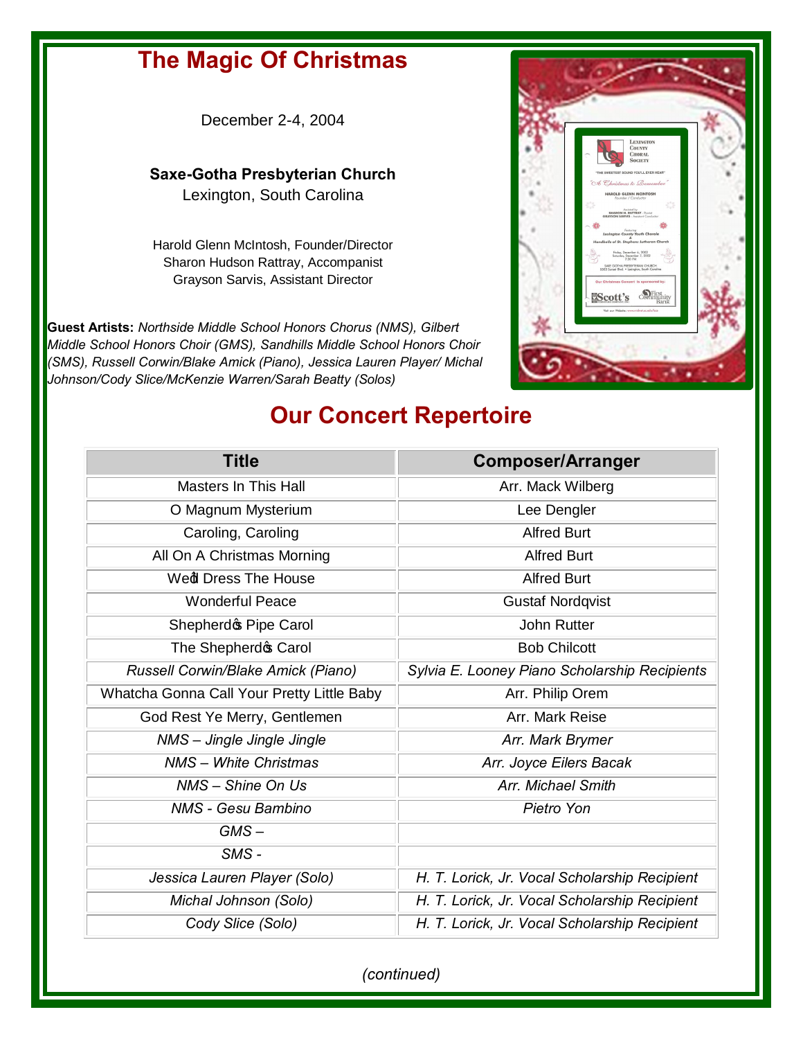# The Magic Of Christmas

December 2-4, 2004

**Saxe-Gotha Presbyterian Church**
Lexington, South Carolina

Harold Glenn McIntosh, Founder/Director
Sharon Hudson Rattray, Accompanist
Grayson Sarvis, Assistant Director

**Guest Artists:** *Northside Middle School Honors Chorus (NMS), Gilbert Middle School Honors Choir (GMS), Sandhills Middle School Honors Choir (SMS), Russell Corwin/Blake Amick (Piano), Jessica Lauren Player/ Michal Johnson/Cody Slice/McKenzie Warren/Sarah Beatty (Solos)*

## Our Concert Repertoire

| Title | Composer/Arranger |
|---|---|
| Masters In This Hall | Arr. Mack Wilberg |
| O Magnum Mysterium | Lee Dengler |
| Caroling, Caroling | Alfred Burt |
| All On A Christmas Morning | Alfred Burt |
| We'll Dress The House | Alfred Burt |
| Wonderful Peace | Gustaf Nordqvist |
| Shepherd's Pipe Carol | John Rutter |
| The Shepherd's Carol | Bob Chilcott |
| *Russell Corwin/Blake Amick (Piano)* | *Sylvia E. Looney Piano Scholarship Recipients* |
| Whatcha Gonna Call Your Pretty Little Baby | Arr. Philip Orem |
| God Rest Ye Merry, Gentlemen | Arr. Mark Reise |
| *NMS – Jingle Jingle Jingle* | *Arr. Mark Brymer* |
| *NMS – White Christmas* | *Arr. Joyce Eilers Bacak* |
| *NMS – Shine On Us* | *Arr. Michael Smith* |
| *NMS - Gesu Bambino* | *Pietro Yon* |
| *GMS –* | |
| *SMS -* | |
| *Jessica Lauren Player (Solo)* | *H. T. Lorick, Jr. Vocal Scholarship Recipient* |
| *Michal Johnson (Solo)* | *H. T. Lorick, Jr. Vocal Scholarship Recipient* |
| *Cody Slice (Solo)* | *H. T. Lorick, Jr. Vocal Scholarship Recipient* |

*(continued)*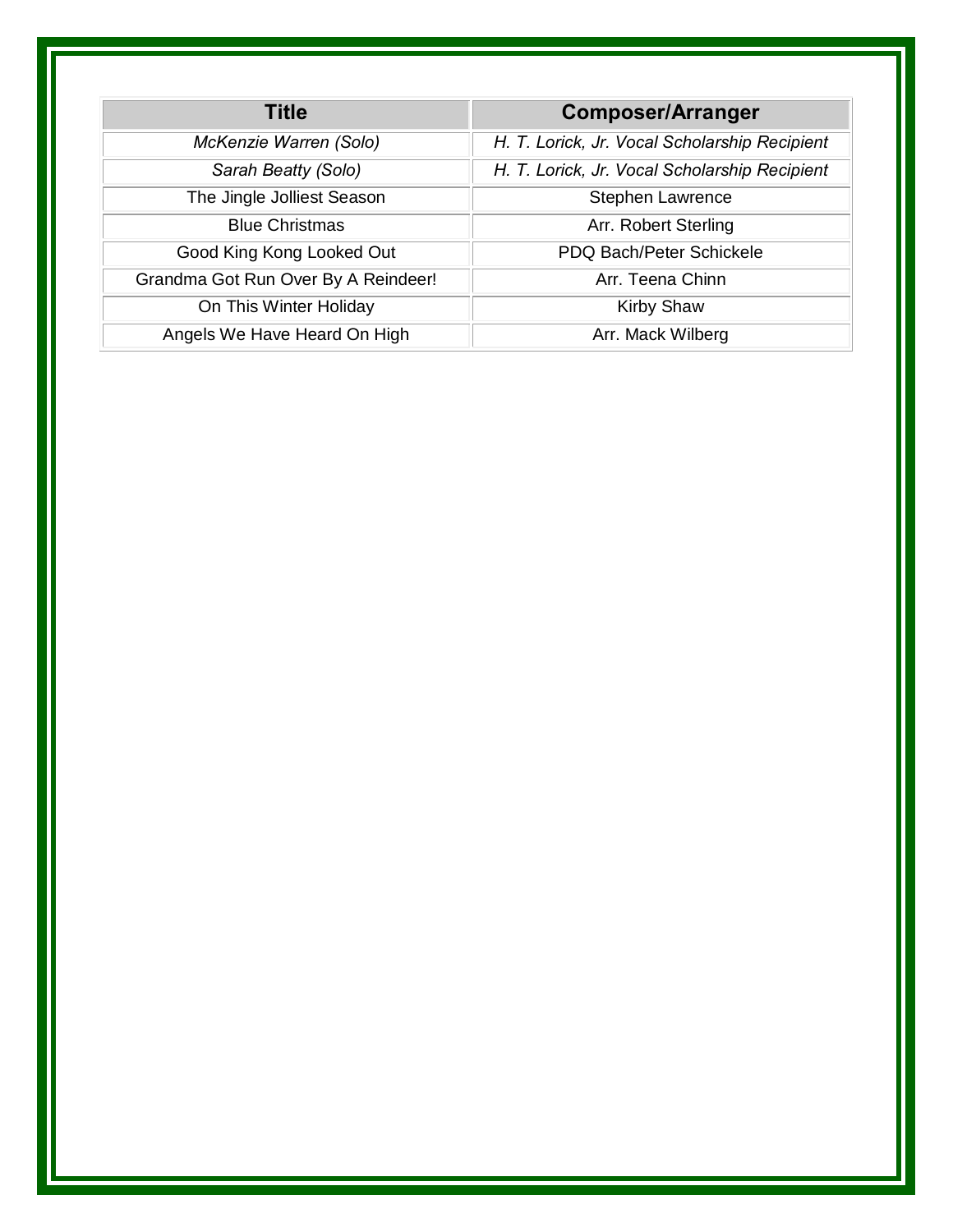| Title | Composer/Arranger |
|---|---|
| *McKenzie Warren (Solo)* | *H. T. Lorick, Jr. Vocal Scholarship Recipient* |
| *Sarah Beatty (Solo)* | *H. T. Lorick, Jr. Vocal Scholarship Recipient* |
| The Jingle Jolliest Season | Stephen Lawrence |
| Blue Christmas | Arr. Robert Sterling |
| Good King Kong Looked Out | PDQ Bach/Peter Schickele |
| Grandma Got Run Over By A Reindeer! | Arr. Teena Chinn |
| On This Winter Holiday | Kirby Shaw |
| Angels We Have Heard On High | Arr. Mack Wilberg |